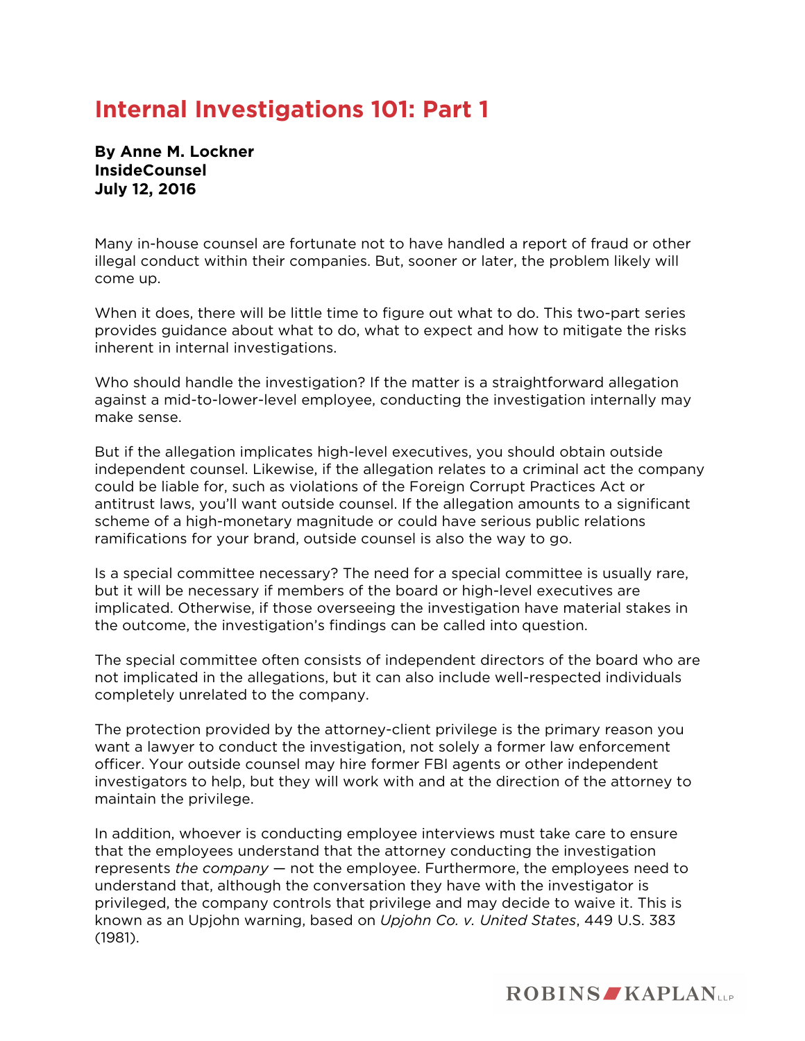# Internal Investigations 101: Part 1

**By Anne M. Lockner**
**InsideCounsel**
**July 12, 2016**

Many in-house counsel are fortunate not to have handled a report of fraud or other illegal conduct within their companies. But, sooner or later, the problem likely will come up.

When it does, there will be little time to figure out what to do. This two-part series provides guidance about what to do, what to expect and how to mitigate the risks inherent in internal investigations.

Who should handle the investigation? If the matter is a straightforward allegation against a mid-to-lower-level employee, conducting the investigation internally may make sense.

But if the allegation implicates high-level executives, you should obtain outside independent counsel. Likewise, if the allegation relates to a criminal act the company could be liable for, such as violations of the Foreign Corrupt Practices Act or antitrust laws, you'll want outside counsel. If the allegation amounts to a significant scheme of a high-monetary magnitude or could have serious public relations ramifications for your brand, outside counsel is also the way to go.

Is a special committee necessary? The need for a special committee is usually rare, but it will be necessary if members of the board or high-level executives are implicated. Otherwise, if those overseeing the investigation have material stakes in the outcome, the investigation's findings can be called into question.

The special committee often consists of independent directors of the board who are not implicated in the allegations, but it can also include well-respected individuals completely unrelated to the company.

The protection provided by the attorney-client privilege is the primary reason you want a lawyer to conduct the investigation, not solely a former law enforcement officer. Your outside counsel may hire former FBI agents or other independent investigators to help, but they will work with and at the direction of the attorney to maintain the privilege.

In addition, whoever is conducting employee interviews must take care to ensure that the employees understand that the attorney conducting the investigation represents *the company* — not the employee. Furthermore, the employees need to understand that, although the conversation they have with the investigator is privileged, the company controls that privilege and may decide to waive it. This is known as an Upjohn warning, based on *Upjohn Co. v. United States*, 449 U.S. 383 (1981).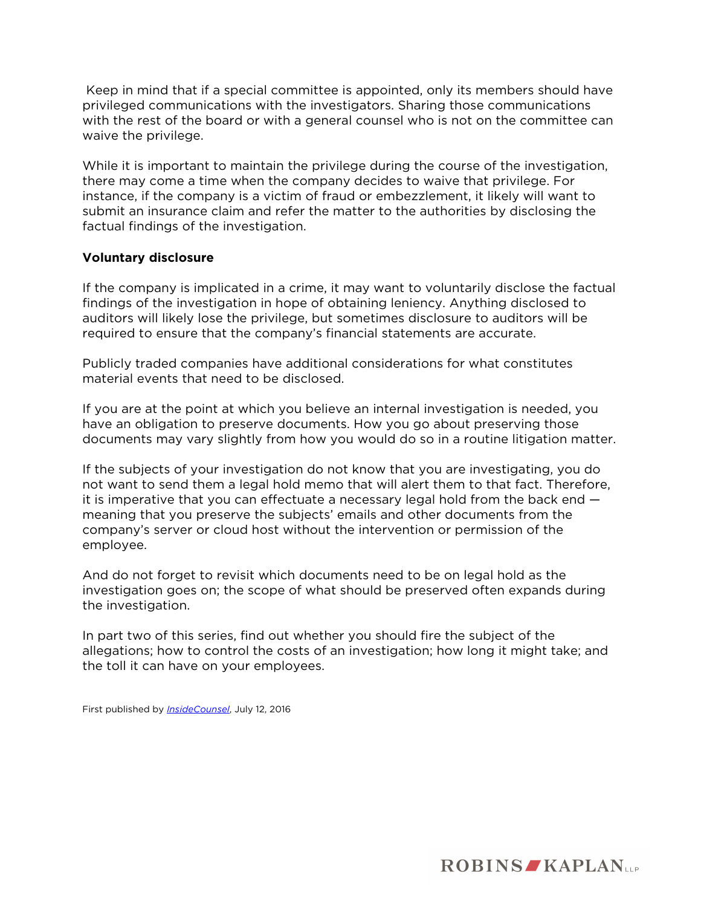Keep in mind that if a special committee is appointed, only its members should have privileged communications with the investigators. Sharing those communications with the rest of the board or with a general counsel who is not on the committee can waive the privilege.

While it is important to maintain the privilege during the course of the investigation, there may come a time when the company decides to waive that privilege. For instance, if the company is a victim of fraud or embezzlement, it likely will want to submit an insurance claim and refer the matter to the authorities by disclosing the factual findings of the investigation.

**Voluntary disclosure**

If the company is implicated in a crime, it may want to voluntarily disclose the factual findings of the investigation in hope of obtaining leniency. Anything disclosed to auditors will likely lose the privilege, but sometimes disclosure to auditors will be required to ensure that the company's financial statements are accurate.

Publicly traded companies have additional considerations for what constitutes material events that need to be disclosed.

If you are at the point at which you believe an internal investigation is needed, you have an obligation to preserve documents. How you go about preserving those documents may vary slightly from how you would do so in a routine litigation matter.

If the subjects of your investigation do not know that you are investigating, you do not want to send them a legal hold memo that will alert them to that fact. Therefore, it is imperative that you can effectuate a necessary legal hold from the back end — meaning that you preserve the subjects' emails and other documents from the company's server or cloud host without the intervention or permission of the employee.

And do not forget to revisit which documents need to be on legal hold as the investigation goes on; the scope of what should be preserved often expands during the investigation.

In part two of this series, find out whether you should fire the subject of the allegations; how to control the costs of an investigation; how long it might take; and the toll it can have on your employees.

First published by *InsideCounsel*, July 12, 2016

ROBINS KAPLAN LLP